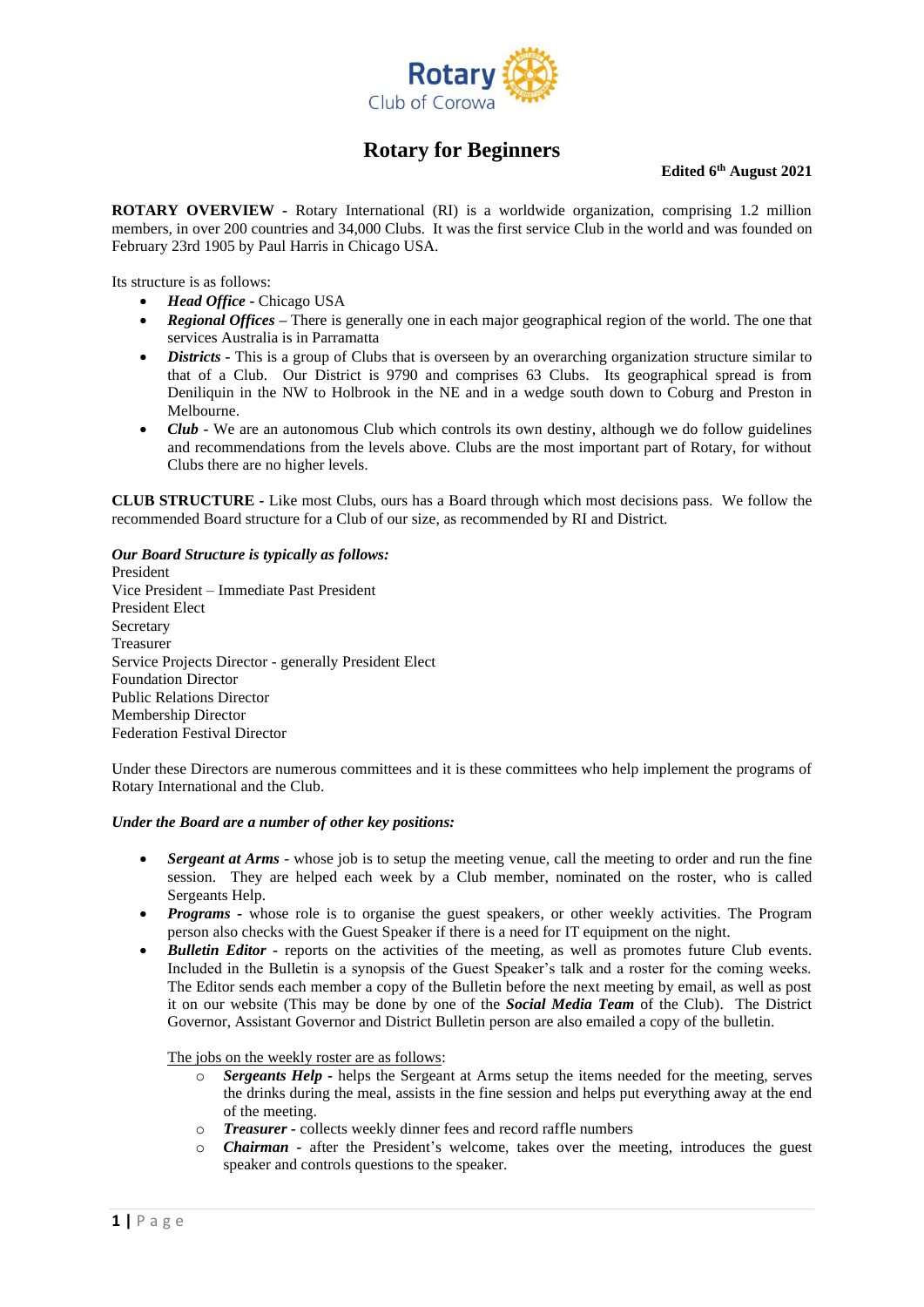Rotary
Club of Corowa

# Rotary for Beginners

**Edited 6th August 2021**

**ROTARY OVERVIEW -** Rotary International (RI) is a worldwide organization, comprising 1.2 million members, in over 200 countries and 34,000 Clubs. It was the first service Club in the world and was founded on February 23rd 1905 by Paul Harris in Chicago USA.

Its structure is as follows:

- ***Head Office*** - Chicago USA
- ***Regional Offices*** – There is generally one in each major geographical region of the world. The one that services Australia is in Parramatta
- ***Districts*** - This is a group of Clubs that is overseen by an overarching organization structure similar to that of a Club. Our District is 9790 and comprises 63 Clubs. Its geographical spread is from Deniliquin in the NW to Holbrook in the NE and in a wedge south down to Coburg and Preston in Melbourne.
- ***Club*** - We are an autonomous Club which controls its own destiny, although we do follow guidelines and recommendations from the levels above. Clubs are the most important part of Rotary, for without Clubs there are no higher levels.

**CLUB STRUCTURE -** Like most Clubs, ours has a Board through which most decisions pass. We follow the recommended Board structure for a Club of our size, as recommended by RI and District.

***Our Board Structure is typically as follows:***

President
Vice President – Immediate Past President
President Elect
Secretary
Treasurer
Service Projects Director - generally President Elect
Foundation Director
Public Relations Director
Membership Director
Federation Festival Director

Under these Directors are numerous committees and it is these committees who help implement the programs of Rotary International and the Club.

***Under the Board are a number of other key positions:***

- ***Sergeant at Arms*** - whose job is to setup the meeting venue, call the meeting to order and run the fine session. They are helped each week by a Club member, nominated on the roster, who is called Sergeants Help.
- ***Programs*** - whose role is to organise the guest speakers, or other weekly activities. The Program person also checks with the Guest Speaker if there is a need for IT equipment on the night.
- ***Bulletin Editor*** - reports on the activities of the meeting, as well as promotes future Club events. Included in the Bulletin is a synopsis of the Guest Speaker's talk and a roster for the coming weeks. The Editor sends each member a copy of the Bulletin before the next meeting by email, as well as post it on our website (This may be done by one of the ***Social Media Team*** of the Club). The District Governor, Assistant Governor and District Bulletin person are also emailed a copy of the bulletin.

  The jobs on the weekly roster are as follows:
  - ***Sergeants Help*** - helps the Sergeant at Arms setup the items needed for the meeting, serves the drinks during the meal, assists in the fine session and helps put everything away at the end of the meeting.
  - ***Treasurer*** - collects weekly dinner fees and record raffle numbers
  - ***Chairman*** - after the President's welcome, takes over the meeting, introduces the guest speaker and controls questions to the speaker.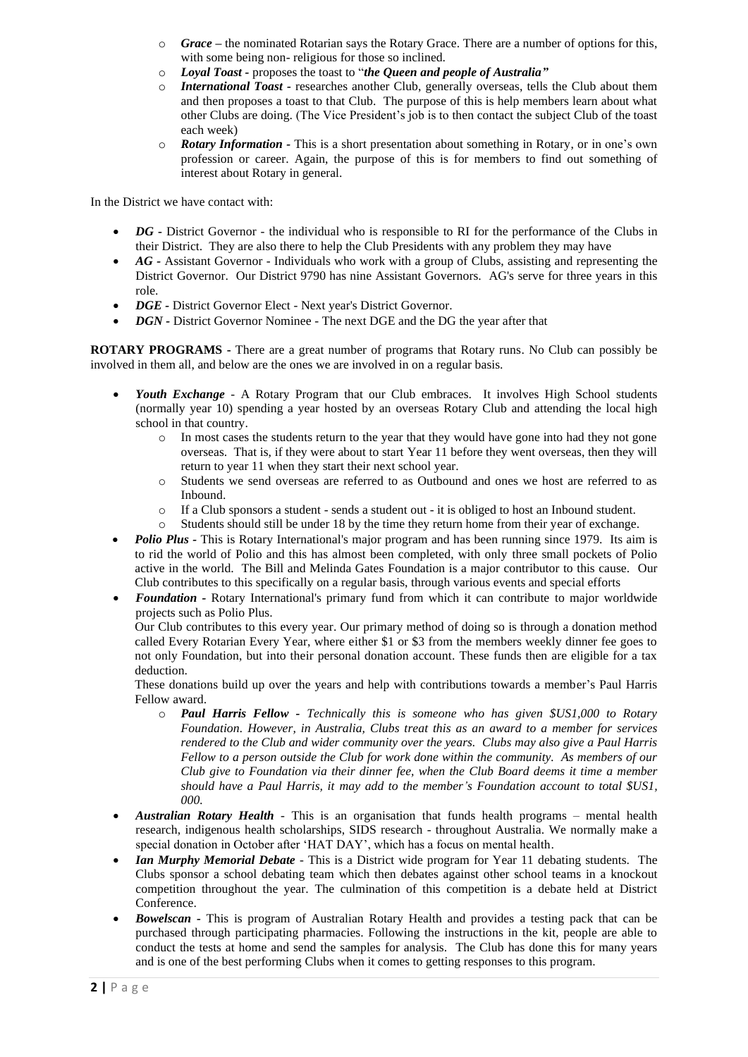- *Grace* – the nominated Rotarian says the Rotary Grace. There are a number of options for this, with some being non- religious for those so inclined.
- *Loyal Toast* - proposes the toast to "*the Queen and people of Australia"*
- *International Toast* - researches another Club, generally overseas, tells the Club about them and then proposes a toast to that Club. The purpose of this is help members learn about what other Clubs are doing. (The Vice President's job is to then contact the subject Club of the toast each week)
- *Rotary Information* - This is a short presentation about something in Rotary, or in one's own profession or career. Again, the purpose of this is for members to find out something of interest about Rotary in general.

In the District we have contact with:

- *DG* - District Governor - the individual who is responsible to RI for the performance of the Clubs in their District. They are also there to help the Club Presidents with any problem they may have
- *AG* - Assistant Governor - Individuals who work with a group of Clubs, assisting and representing the District Governor. Our District 9790 has nine Assistant Governors. AG's serve for three years in this role.
- *DGE* - District Governor Elect - Next year's District Governor.
- *DGN* - District Governor Nominee - The next DGE and the DG the year after that

**ROTARY PROGRAMS** - There are a great number of programs that Rotary runs. No Club can possibly be involved in them all, and below are the ones we are involved in on a regular basis.

- *Youth Exchange* - A Rotary Program that our Club embraces. It involves High School students (normally year 10) spending a year hosted by an overseas Rotary Club and attending the local high school in that country.
  - In most cases the students return to the year that they would have gone into had they not gone overseas. That is, if they were about to start Year 11 before they went overseas, then they will return to year 11 when they start their next school year.
  - Students we send overseas are referred to as Outbound and ones we host are referred to as Inbound.
  - If a Club sponsors a student - sends a student out - it is obliged to host an Inbound student.
  - Students should still be under 18 by the time they return home from their year of exchange.
- *Polio Plus* - This is Rotary International's major program and has been running since 1979. Its aim is to rid the world of Polio and this has almost been completed, with only three small pockets of Polio active in the world. The Bill and Melinda Gates Foundation is a major contributor to this cause. Our Club contributes to this specifically on a regular basis, through various events and special efforts
- *Foundation* - Rotary International's primary fund from which it can contribute to major worldwide projects such as Polio Plus.

  Our Club contributes to this every year. Our primary method of doing so is through a donation method called Every Rotarian Every Year, where either $1 or $3 from the members weekly dinner fee goes to not only Foundation, but into their personal donation account. These funds then are eligible for a tax deduction.

  These donations build up over the years and help with contributions towards a member's Paul Harris Fellow award.
  - ***Paul Harris Fellow*** *- Technically this is someone who has given $US1,000 to Rotary Foundation. However, in Australia, Clubs treat this as an award to a member for services rendered to the Club and wider community over the years. Clubs may also give a Paul Harris Fellow to a person outside the Club for work done within the community. As members of our Club give to Foundation via their dinner fee, when the Club Board deems it time a member should have a Paul Harris, it may add to the member's Foundation account to total $US1, 000.*
- *Australian Rotary Health* - This is an organisation that funds health programs – mental health research, indigenous health scholarships, SIDS research - throughout Australia. We normally make a special donation in October after 'HAT DAY', which has a focus on mental health.
- *Ian Murphy Memorial Debate* - This is a District wide program for Year 11 debating students. The Clubs sponsor a school debating team which then debates against other school teams in a knockout competition throughout the year. The culmination of this competition is a debate held at District Conference.
- *Bowelscan* - This is program of Australian Rotary Health and provides a testing pack that can be purchased through participating pharmacies. Following the instructions in the kit, people are able to conduct the tests at home and send the samples for analysis. The Club has done this for many years and is one of the best performing Clubs when it comes to getting responses to this program.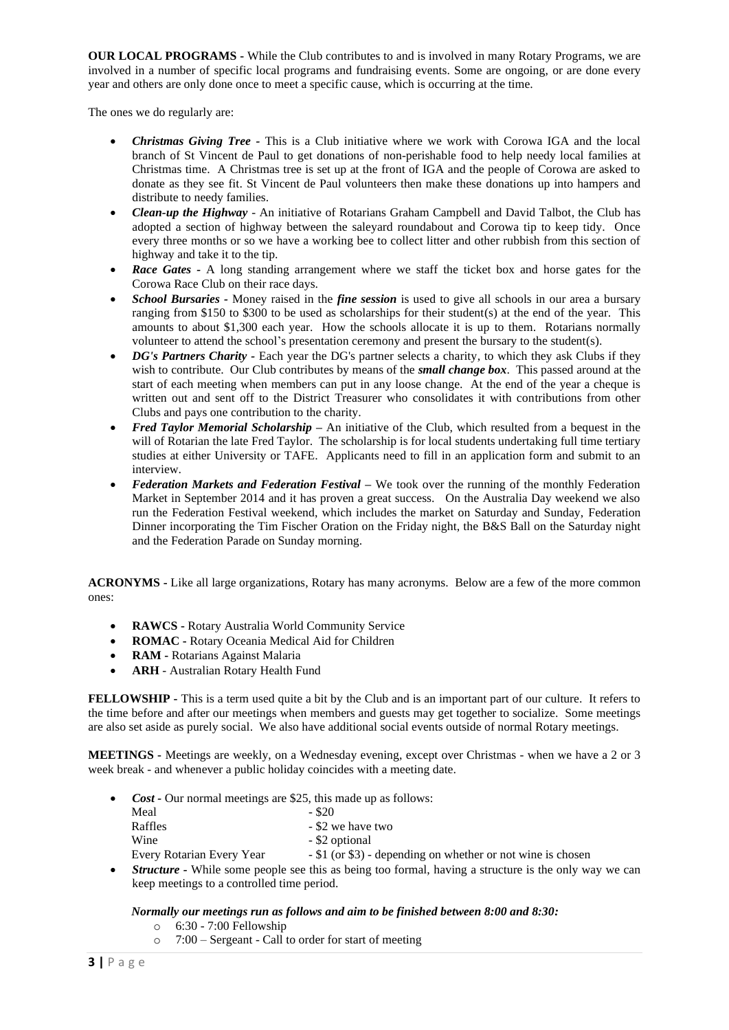**OUR LOCAL PROGRAMS -** While the Club contributes to and is involved in many Rotary Programs, we are involved in a number of specific local programs and fundraising events. Some are ongoing, or are done every year and others are only done once to meet a specific cause, which is occurring at the time.

The ones we do regularly are:

- ***Christmas Giving Tree*** - This is a Club initiative where we work with Corowa IGA and the local branch of St Vincent de Paul to get donations of non-perishable food to help needy local families at Christmas time. A Christmas tree is set up at the front of IGA and the people of Corowa are asked to donate as they see fit. St Vincent de Paul volunteers then make these donations up into hampers and distribute to needy families.
- ***Clean-up the Highway*** - An initiative of Rotarians Graham Campbell and David Talbot, the Club has adopted a section of highway between the saleyard roundabout and Corowa tip to keep tidy. Once every three months or so we have a working bee to collect litter and other rubbish from this section of highway and take it to the tip.
- ***Race Gates*** - A long standing arrangement where we staff the ticket box and horse gates for the Corowa Race Club on their race days.
- ***School Bursaries*** - Money raised in the ***fine session*** is used to give all schools in our area a bursary ranging from $150 to $300 to be used as scholarships for their student(s) at the end of the year. This amounts to about $1,300 each year. How the schools allocate it is up to them. Rotarians normally volunteer to attend the school's presentation ceremony and present the bursary to the student(s).
- ***DG's Partners Charity*** - Each year the DG's partner selects a charity, to which they ask Clubs if they wish to contribute. Our Club contributes by means of the ***small change box***. This passed around at the start of each meeting when members can put in any loose change. At the end of the year a cheque is written out and sent off to the District Treasurer who consolidates it with contributions from other Clubs and pays one contribution to the charity.
- ***Fred Taylor Memorial Scholarship*** – An initiative of the Club, which resulted from a bequest in the will of Rotarian the late Fred Taylor. The scholarship is for local students undertaking full time tertiary studies at either University or TAFE. Applicants need to fill in an application form and submit to an interview.
- ***Federation Markets and Federation Festival*** – We took over the running of the monthly Federation Market in September 2014 and it has proven a great success. On the Australia Day weekend we also run the Federation Festival weekend, which includes the market on Saturday and Sunday, Federation Dinner incorporating the Tim Fischer Oration on the Friday night, the B&S Ball on the Saturday night and the Federation Parade on Sunday morning.

**ACRONYMS -** Like all large organizations, Rotary has many acronyms. Below are a few of the more common ones:

- **RAWCS -** Rotary Australia World Community Service
- **ROMAC -** Rotary Oceania Medical Aid for Children
- **RAM -** Rotarians Against Malaria
- **ARH** - Australian Rotary Health Fund

**FELLOWSHIP -** This is a term used quite a bit by the Club and is an important part of our culture. It refers to the time before and after our meetings when members and guests may get together to socialize. Some meetings are also set aside as purely social. We also have additional social events outside of normal Rotary meetings.

**MEETINGS -** Meetings are weekly, on a Wednesday evening, except over Christmas - when we have a 2 or 3 week break - and whenever a public holiday coincides with a meeting date.

- ***Cost*** - Our normal meetings are $25, this made up as follows:

  | | |
  |---|---|
  | Meal | - $20 |
  | Raffles | - $2 we have two |
  | Wine | - $2 optional |
  | Every Rotarian Every Year | - $1 (or $3) - depending on whether or not wine is chosen |

- ***Structure*** - While some people see this as being too formal, having a structure is the only way we can keep meetings to a controlled time period.

  ***Normally our meetings run as follows and aim to be finished between 8:00 and 8:30:***
  - 6:30 - 7:00 Fellowship
  - 7:00 – Sergeant - Call to order for start of meeting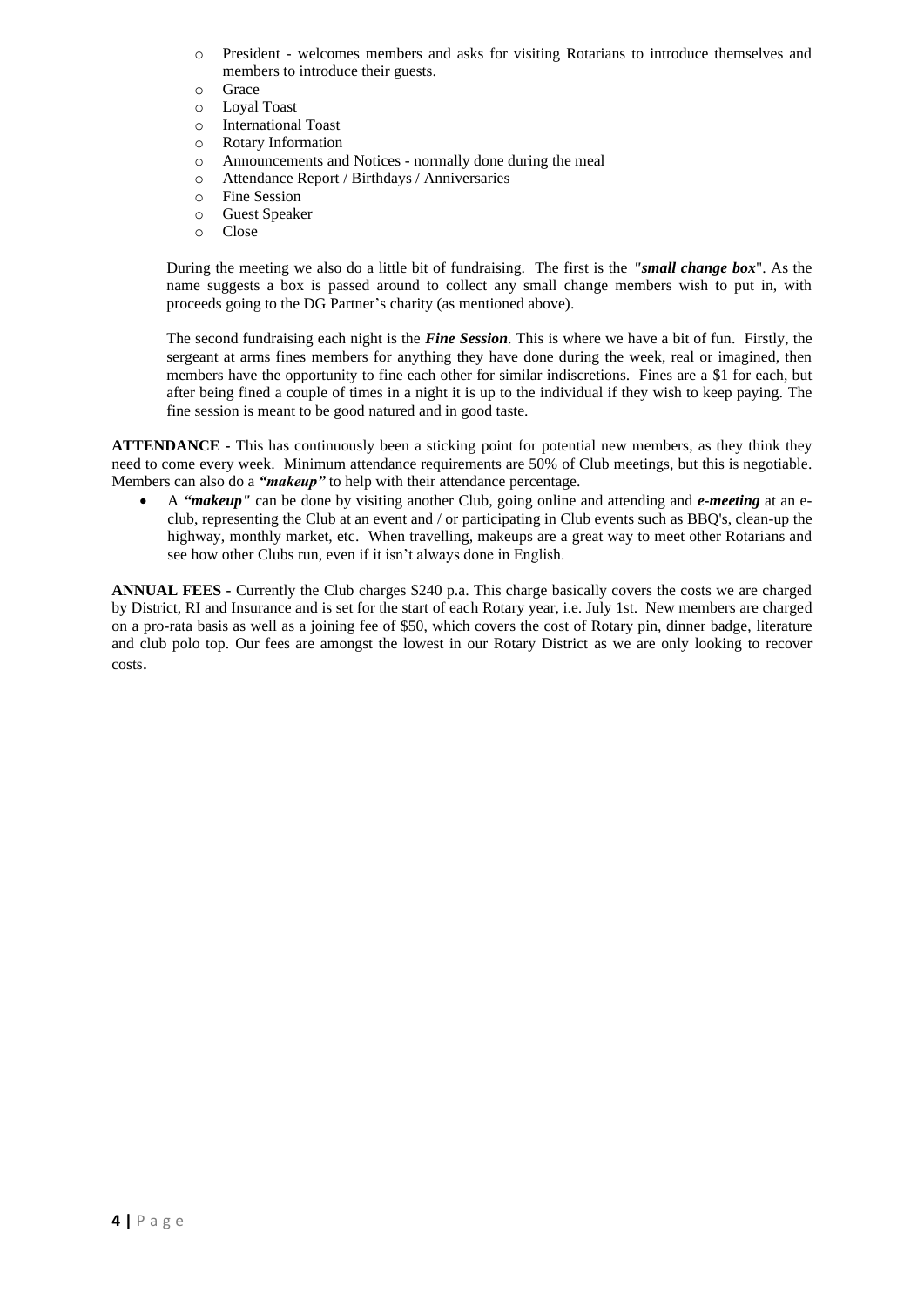- President - welcomes members and asks for visiting Rotarians to introduce themselves and members to introduce their guests.
- Grace
- Loyal Toast
- International Toast
- Rotary Information
- Announcements and Notices - normally done during the meal
- Attendance Report / Birthdays / Anniversaries
- Fine Session
- Guest Speaker
- Close

During the meeting we also do a little bit of fundraising. The first is the ***"small change box***". As the name suggests a box is passed around to collect any small change members wish to put in, with proceeds going to the DG Partner's charity (as mentioned above).

The second fundraising each night is the ***Fine Session***. This is where we have a bit of fun. Firstly, the sergeant at arms fines members for anything they have done during the week, real or imagined, then members have the opportunity to fine each other for similar indiscretions. Fines are a $1 for each, but after being fined a couple of times in a night it is up to the individual if they wish to keep paying. The fine session is meant to be good natured and in good taste.

**ATTENDANCE** - This has continuously been a sticking point for potential new members, as they think they need to come every week. Minimum attendance requirements are 50% of Club meetings, but this is negotiable. Members can also do a ***"makeup"*** to help with their attendance percentage.

- A ***"makeup"*** can be done by visiting another Club, going online and attending and ***e-meeting*** at an e-club, representing the Club at an event and / or participating in Club events such as BBQ's, clean-up the highway, monthly market, etc. When travelling, makeups are a great way to meet other Rotarians and see how other Clubs run, even if it isn't always done in English.

**ANNUAL FEES** - Currently the Club charges $240 p.a. This charge basically covers the costs we are charged by District, RI and Insurance and is set for the start of each Rotary year, i.e. July 1st. New members are charged on a pro-rata basis as well as a joining fee of $50, which covers the cost of Rotary pin, dinner badge, literature and club polo top. Our fees are amongst the lowest in our Rotary District as we are only looking to recover costs.